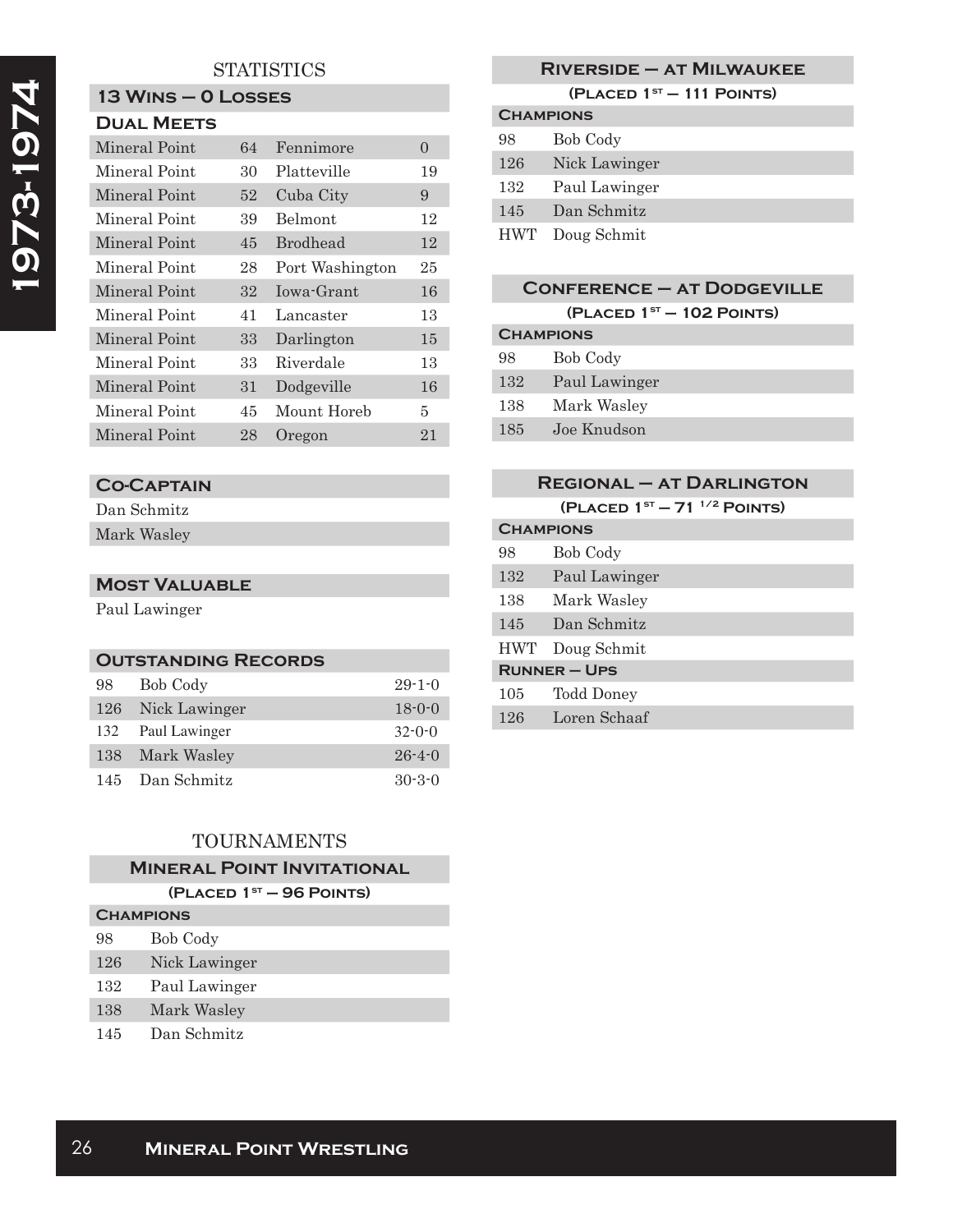# 1973-1974

## STATISTICS

### 13 Wins – 0 Losses

#### Dual Meets

| | | | |
|---|---|---|---|
| Mineral Point | 64 | Fennimore | 0 |
| Mineral Point | 30 | Platteville | 19 |
| Mineral Point | 52 | Cuba City | 9 |
| Mineral Point | 39 | Belmont | 12 |
| Mineral Point | 45 | Brodhead | 12 |
| Mineral Point | 28 | Port Washington | 25 |
| Mineral Point | 32 | Iowa-Grant | 16 |
| Mineral Point | 41 | Lancaster | 13 |
| Mineral Point | 33 | Darlington | 15 |
| Mineral Point | 33 | Riverdale | 13 |
| Mineral Point | 31 | Dodgeville | 16 |
| Mineral Point | 45 | Mount Horeb | 5 |
| Mineral Point | 28 | Oregon | 21 |

### Co-Captain

Dan Schmitz
Mark Wasley

### Most Valuable

Paul Lawinger

### Outstanding Records

| | | |
|---|---|---|
| 98 | Bob Cody | 29-1-0 |
| 126 | Nick Lawinger | 18-0-0 |
| 132 | Paul Lawinger | 32-0-0 |
| 138 | Mark Wasley | 26-4-0 |
| 145 | Dan Schmitz | 30-3-0 |

## TOURNAMENTS

### Mineral Point Invitational

(Placed 1st – 96 Points)

**Champions**

| | |
|---|---|
| 98 | Bob Cody |
| 126 | Nick Lawinger |
| 132 | Paul Lawinger |
| 138 | Mark Wasley |
| 145 | Dan Schmitz |

### Riverside – at Milwaukee

(Placed 1st – 111 Points)

**Champions**

| | |
|---|---|
| 98 | Bob Cody |
| 126 | Nick Lawinger |
| 132 | Paul Lawinger |
| 145 | Dan Schmitz |
| HWT | Doug Schmit |

### Conference – at Dodgeville

(Placed 1st – 102 Points)

**Champions**

| | |
|---|---|
| 98 | Bob Cody |
| 132 | Paul Lawinger |
| 138 | Mark Wasley |
| 185 | Joe Knudson |

### Regional – at Darlington

(Placed 1st – 71 1/2 Points)

**Champions**

| | |
|---|---|
| 98 | Bob Cody |
| 132 | Paul Lawinger |
| 138 | Mark Wasley |
| 145 | Dan Schmitz |
| HWT | Doug Schmit |

**Runner – Ups**

| | |
|---|---|
| 105 | Todd Doney |
| 126 | Loren Schaaf |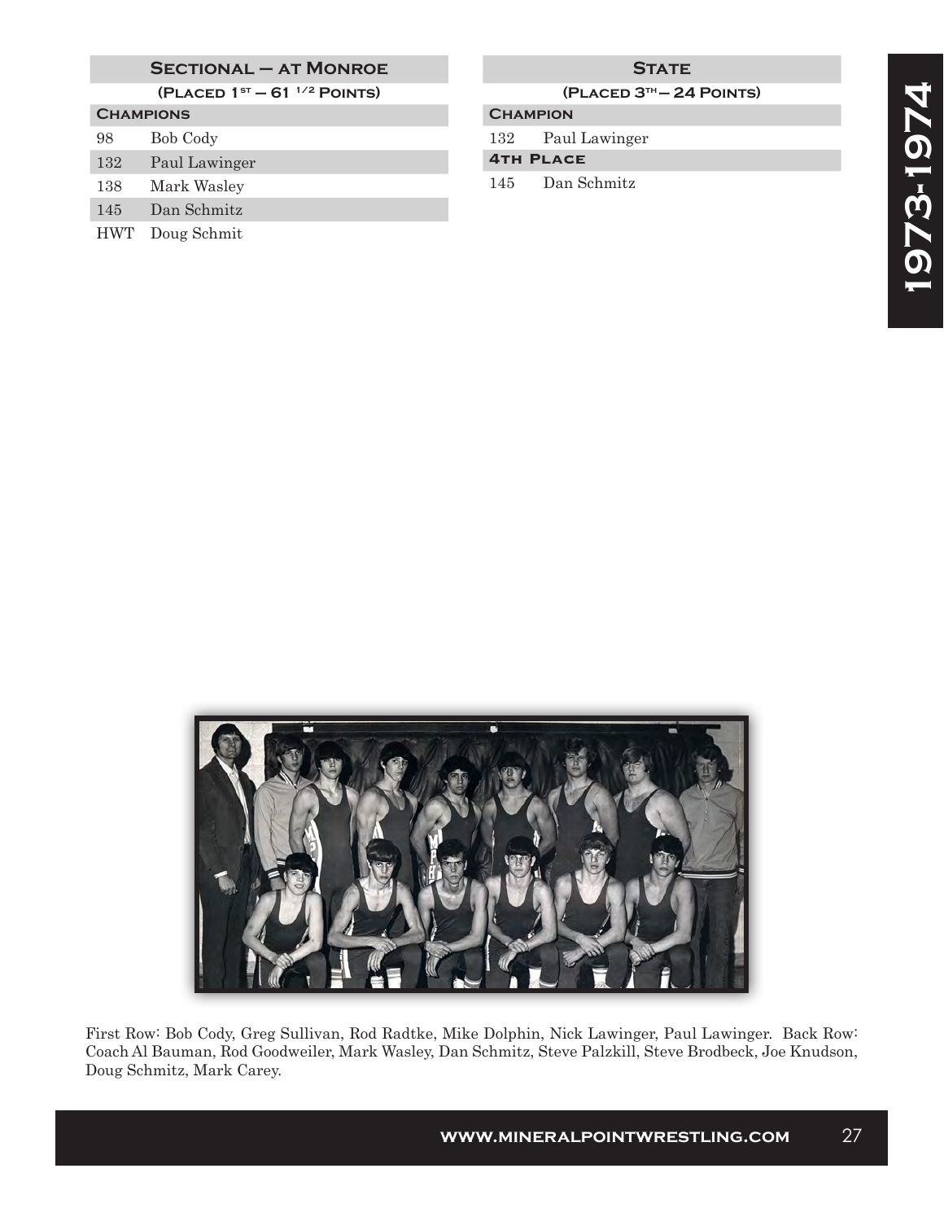# 1973-1974

## Sectional – at Monroe

(Placed 1st – 61 1/2 Points)

| | |
|---|---|
| **Champions** | |
| 98 | Bob Cody |
| 132 | Paul Lawinger |
| 138 | Mark Wasley |
| 145 | Dan Schmitz |
| HWT | Doug Schmit |

## State

(Placed 3th – 24 Points)

| | |
|---|---|
| **Champion** | |
| 132 | Paul Lawinger |
| **4th Place** | |
| 145 | Dan Schmitz |

First Row: Bob Cody, Greg Sullivan, Rod Radtke, Mike Dolphin, Nick Lawinger, Paul Lawinger. Back Row: Coach Al Bauman, Rod Goodweiler, Mark Wasley, Dan Schmitz, Steve Palzkill, Steve Brodbeck, Joe Knudson, Doug Schmitz, Mark Carey.